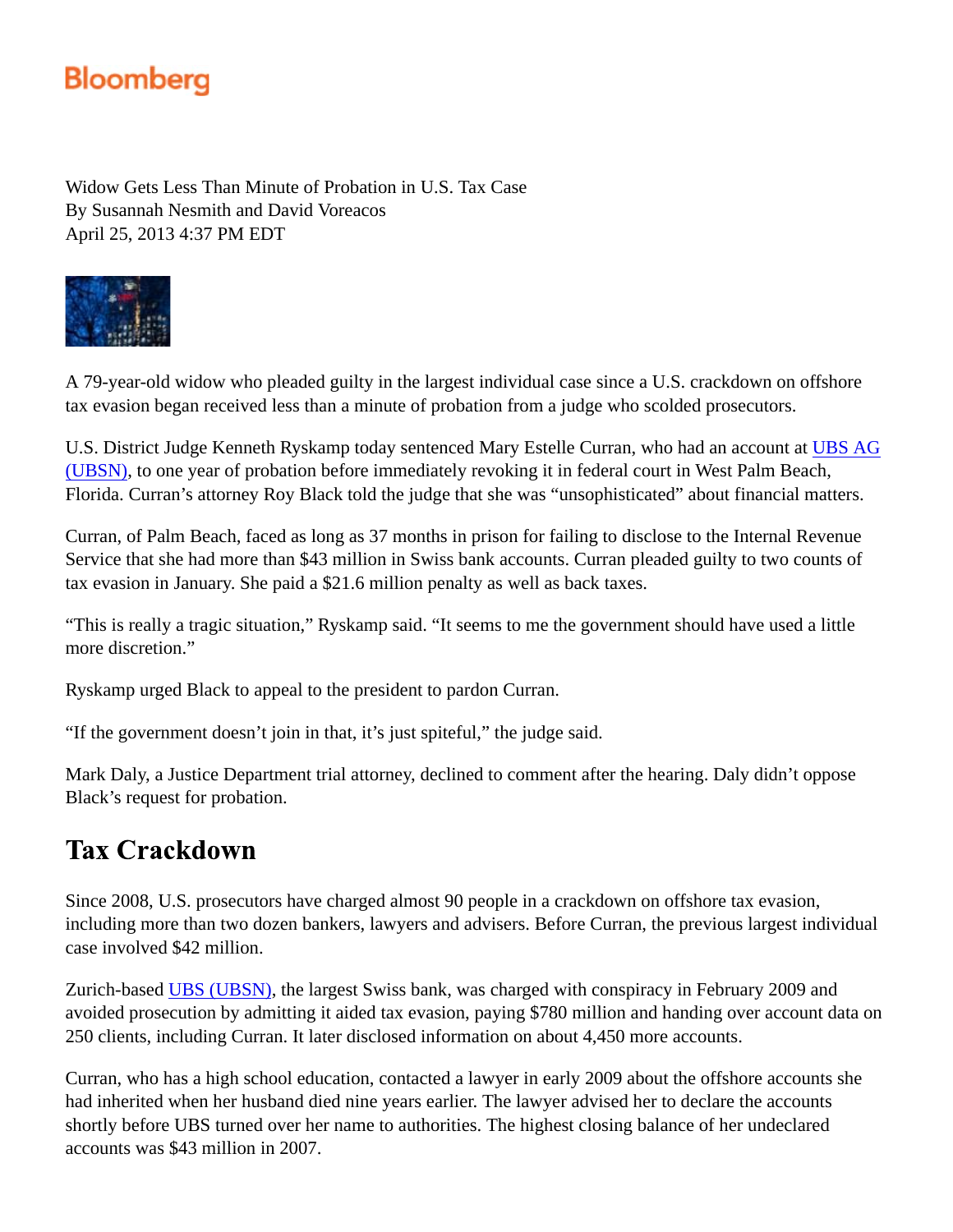Bloomberg

Widow Gets Less Than Minute of Probation in U.S. Tax Case
By Susannah Nesmith and David Voreacos
April 25, 2013 4:37 PM EDT

A 79-year-old widow who pleaded guilty in the largest individual case since a U.S. crackdown on offshore tax evasion began received less than a minute of probation from a judge who scolded prosecutors.

U.S. District Judge Kenneth Ryskamp today sentenced Mary Estelle Curran, who had an account at UBS AG (UBSN), to one year of probation before immediately revoking it in federal court in West Palm Beach, Florida. Curran's attorney Roy Black told the judge that she was "unsophisticated" about financial matters.

Curran, of Palm Beach, faced as long as 37 months in prison for failing to disclose to the Internal Revenue Service that she had more than $43 million in Swiss bank accounts. Curran pleaded guilty to two counts of tax evasion in January. She paid a $21.6 million penalty as well as back taxes.

"This is really a tragic situation," Ryskamp said. "It seems to me the government should have used a little more discretion."

Ryskamp urged Black to appeal to the president to pardon Curran.

"If the government doesn't join in that, it's just spiteful," the judge said.

Mark Daly, a Justice Department trial attorney, declined to comment after the hearing. Daly didn't oppose Black's request for probation.

## Tax Crackdown

Since 2008, U.S. prosecutors have charged almost 90 people in a crackdown on offshore tax evasion, including more than two dozen bankers, lawyers and advisers. Before Curran, the previous largest individual case involved $42 million.

Zurich-based UBS (UBSN), the largest Swiss bank, was charged with conspiracy in February 2009 and avoided prosecution by admitting it aided tax evasion, paying $780 million and handing over account data on 250 clients, including Curran. It later disclosed information on about 4,450 more accounts.

Curran, who has a high school education, contacted a lawyer in early 2009 about the offshore accounts she had inherited when her husband died nine years earlier. The lawyer advised her to declare the accounts shortly before UBS turned over her name to authorities. The highest closing balance of her undeclared accounts was $43 million in 2007.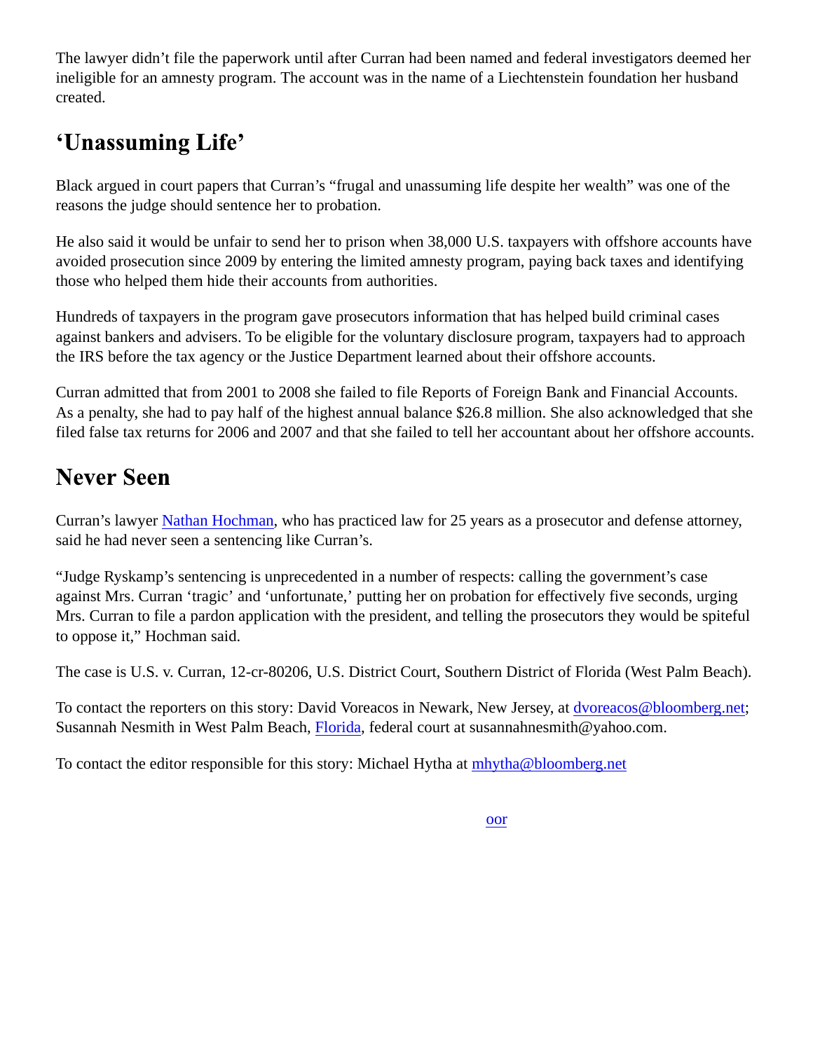The lawyer didn't file the paperwork until after Curran had been named and federal investigators deemed her ineligible for an amnesty program. The account was in the name of a Liechtenstein foundation her husband created.

## 'Unassuming Life'

Black argued in court papers that Curran's "frugal and unassuming life despite her wealth" was one of the reasons the judge should sentence her to probation.

He also said it would be unfair to send her to prison when 38,000 U.S. taxpayers with offshore accounts have avoided prosecution since 2009 by entering the limited amnesty program, paying back taxes and identifying those who helped them hide their accounts from authorities.

Hundreds of taxpayers in the program gave prosecutors information that has helped build criminal cases against bankers and advisers. To be eligible for the voluntary disclosure program, taxpayers had to approach the IRS before the tax agency or the Justice Department learned about their offshore accounts.

Curran admitted that from 2001 to 2008 she failed to file Reports of Foreign Bank and Financial Accounts. As a penalty, she had to pay half of the highest annual balance $26.8 million. She also acknowledged that she filed false tax returns for 2006 and 2007 and that she failed to tell her accountant about her offshore accounts.

## Never Seen

Curran's lawyer Nathan Hochman, who has practiced law for 25 years as a prosecutor and defense attorney, said he had never seen a sentencing like Curran's.

"Judge Ryskamp's sentencing is unprecedented in a number of respects: calling the government's case against Mrs. Curran 'tragic' and 'unfortunate,' putting her on probation for effectively five seconds, urging Mrs. Curran to file a pardon application with the president, and telling the prosecutors they would be spiteful to oppose it," Hochman said.

The case is U.S. v. Curran, 12-cr-80206, U.S. District Court, Southern District of Florida (West Palm Beach).

To contact the reporters on this story: David Voreacos in Newark, New Jersey, at dvoreacos@bloomberg.net; Susannah Nesmith in West Palm Beach, Florida, federal court at susannahnesmith@yahoo.com.

To contact the editor responsible for this story: Michael Hytha at mhytha@bloomberg.net

oor